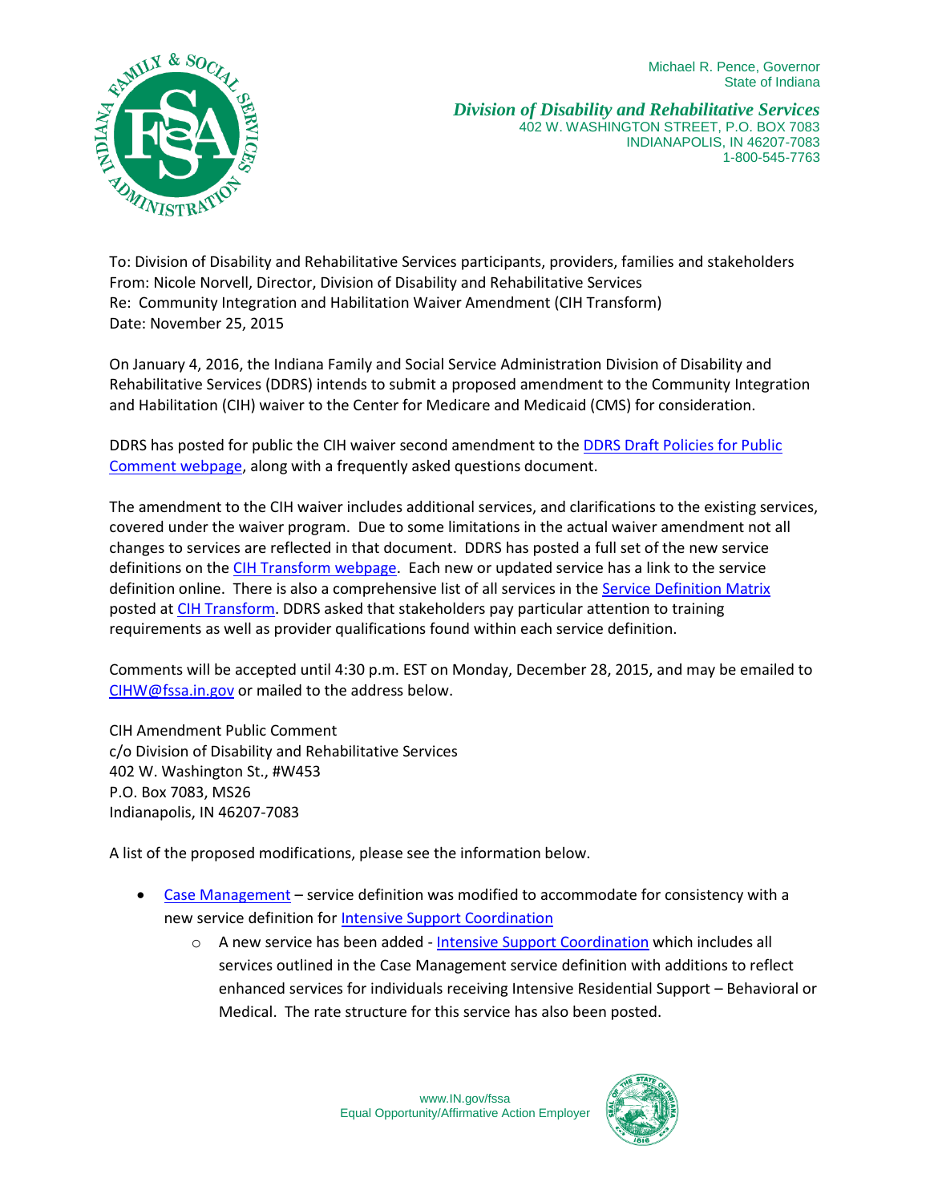Michael R. Pence, Governor
State of Indiana

***Division of Disability and Rehabilitative Services***
402 W. WASHINGTON STREET, P.O. BOX 7083
INDIANAPOLIS, IN 46207-7083
1-800-545-7763

To: Division of Disability and Rehabilitative Services participants, providers, families and stakeholders
From: Nicole Norvell, Director, Division of Disability and Rehabilitative Services
Re: Community Integration and Habilitation Waiver Amendment (CIH Transform)
Date: November 25, 2015

On January 4, 2016, the Indiana Family and Social Service Administration Division of Disability and Rehabilitative Services (DDRS) intends to submit a proposed amendment to the Community Integration and Habilitation (CIH) waiver to the Center for Medicare and Medicaid (CMS) for consideration.

DDRS has posted for public the CIH waiver second amendment to the DDRS Draft Policies for Public Comment webpage, along with a frequently asked questions document.

The amendment to the CIH waiver includes additional services, and clarifications to the existing services, covered under the waiver program. Due to some limitations in the actual waiver amendment not all changes to services are reflected in that document. DDRS has posted a full set of the new service definitions on the CIH Transform webpage. Each new or updated service has a link to the service definition online. There is also a comprehensive list of all services in the Service Definition Matrix posted at CIH Transform. DDRS asked that stakeholders pay particular attention to training requirements as well as provider qualifications found within each service definition.

Comments will be accepted until 4:30 p.m. EST on Monday, December 28, 2015, and may be emailed to CIHW@fssa.in.gov or mailed to the address below.

CIH Amendment Public Comment
c/o Division of Disability and Rehabilitative Services
402 W. Washington St., #W453
P.O. Box 7083, MS26
Indianapolis, IN 46207-7083

A list of the proposed modifications, please see the information below.

- Case Management – service definition was modified to accommodate for consistency with a new service definition for Intensive Support Coordination
  - A new service has been added - Intensive Support Coordination which includes all services outlined in the Case Management service definition with additions to reflect enhanced services for individuals receiving Intensive Residential Support – Behavioral or Medical. The rate structure for this service has also been posted.

www.IN.gov/fssa
Equal Opportunity/Affirmative Action Employer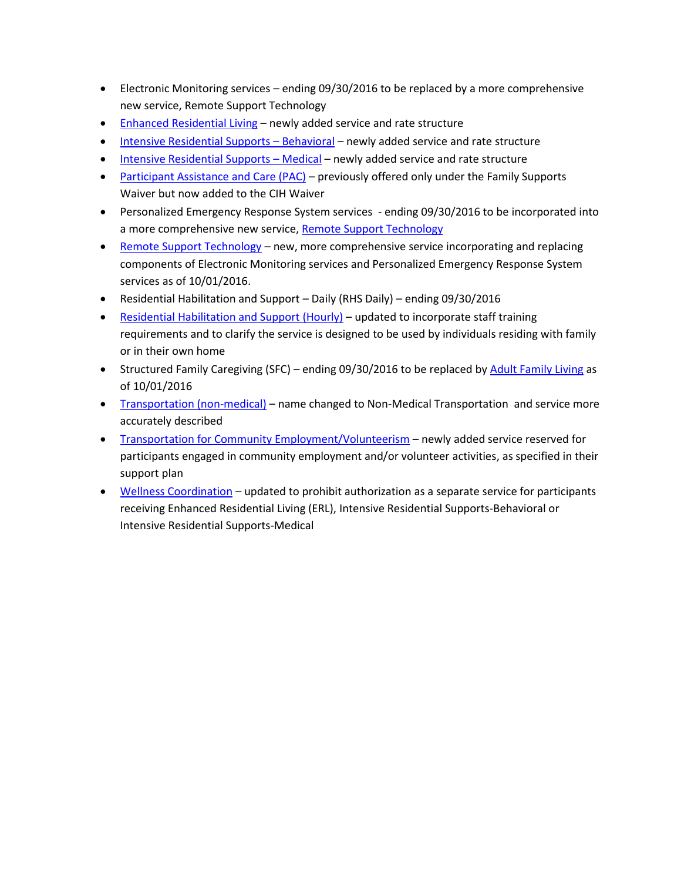- Electronic Monitoring services – ending 09/30/2016 to be replaced by a more comprehensive new service, Remote Support Technology
- Enhanced Residential Living – newly added service and rate structure
- Intensive Residential Supports – Behavioral – newly added service and rate structure
- Intensive Residential Supports – Medical – newly added service and rate structure
- Participant Assistance and Care (PAC) – previously offered only under the Family Supports Waiver but now added to the CIH Waiver
- Personalized Emergency Response System services - ending 09/30/2016 to be incorporated into a more comprehensive new service, Remote Support Technology
- Remote Support Technology – new, more comprehensive service incorporating and replacing components of Electronic Monitoring services and Personalized Emergency Response System services as of 10/01/2016.
- Residential Habilitation and Support – Daily (RHS Daily) – ending 09/30/2016
- Residential Habilitation and Support (Hourly) – updated to incorporate staff training requirements and to clarify the service is designed to be used by individuals residing with family or in their own home
- Structured Family Caregiving (SFC) – ending 09/30/2016 to be replaced by Adult Family Living as of 10/01/2016
- Transportation (non-medical) – name changed to Non-Medical Transportation and service more accurately described
- Transportation for Community Employment/Volunteerism – newly added service reserved for participants engaged in community employment and/or volunteer activities, as specified in their support plan
- Wellness Coordination – updated to prohibit authorization as a separate service for participants receiving Enhanced Residential Living (ERL), Intensive Residential Supports-Behavioral or Intensive Residential Supports-Medical